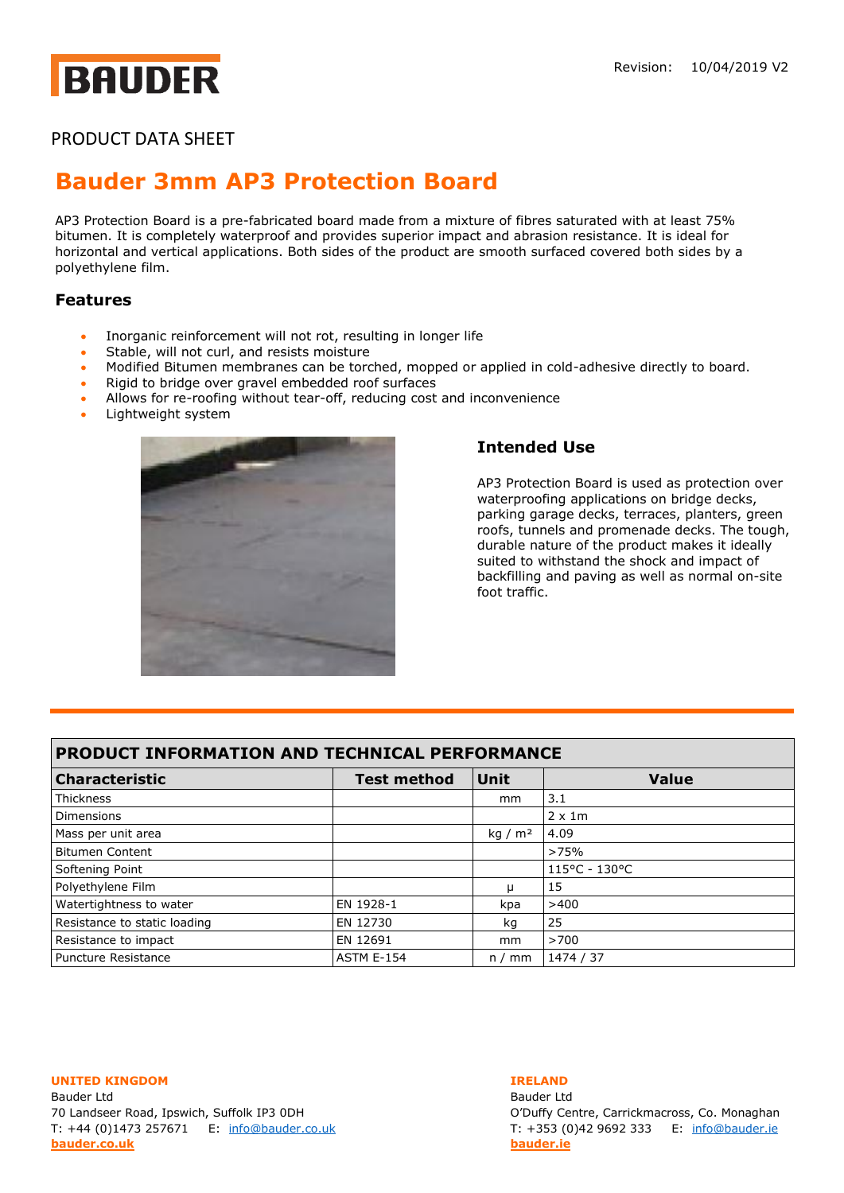BAUDER

Revision: 10/04/2019 V2

PRODUCT DATA SHEET

# Bauder 3mm AP3 Protection Board

AP3 Protection Board is a pre-fabricated board made from a mixture of fibres saturated with at least 75% bitumen. It is completely waterproof and provides superior impact and abrasion resistance. It is ideal for horizontal and vertical applications. Both sides of the product are smooth surfaced covered both sides by a polyethylene film.

## Features

- Inorganic reinforcement will not rot, resulting in longer life
- Stable, will not curl, and resists moisture
- Modified Bitumen membranes can be torched, mopped or applied in cold-adhesive directly to board.
- Rigid to bridge over gravel embedded roof surfaces
- Allows for re-roofing without tear-off, reducing cost and inconvenience
- Lightweight system

## Intended Use

AP3 Protection Board is used as protection over waterproofing applications on bridge decks, parking garage decks, terraces, planters, green roofs, tunnels and promenade decks. The tough, durable nature of the product makes it ideally suited to withstand the shock and impact of backfilling and paving as well as normal on-site foot traffic.

## PRODUCT INFORMATION AND TECHNICAL PERFORMANCE

| Characteristic | Test method | Unit | Value |
|---|---|---|---|
| Thickness | | mm | 3.1 |
| Dimensions | | | 2 x 1m |
| Mass per unit area | | kg / m² | 4.09 |
| Bitumen Content | | | >75% |
| Softening Point | | | 115°C - 130°C |
| Polyethylene Film | | µ | 15 |
| Watertightness to water | EN 1928-1 | kpa | >400 |
| Resistance to static loading | EN 12730 | kg | 25 |
| Resistance to impact | EN 12691 | mm | >700 |
| Puncture Resistance | ASTM E-154 | n / mm | 1474 / 37 |

**UNITED KINGDOM**
Bauder Ltd
70 Landseer Road, Ipswich, Suffolk IP3 0DH
T: +44 (0)1473 257671 E: info@bauder.co.uk
**bauder.co.uk**

**IRELAND**
Bauder Ltd
O'Duffy Centre, Carrickmacross, Co. Monaghan
T: +353 (0)42 9692 333 E: info@bauder.ie
**bauder.ie**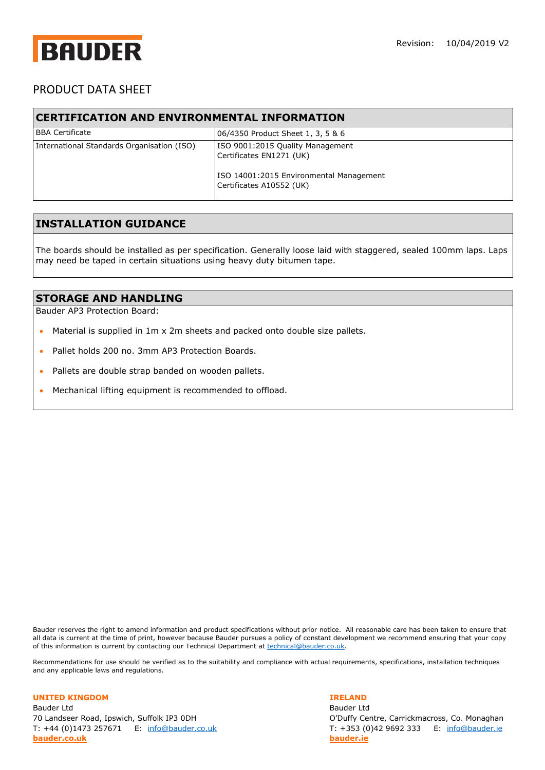# BAUDER

Revision: 10/04/2019 V2

## PRODUCT DATA SHEET

| CERTIFICATION AND ENVIRONMENTAL INFORMATION | |
|---|---|
| BBA Certificate | 06/4350 Product Sheet 1, 3, 5 & 6 |
| International Standards Organisation (ISO) | ISO 9001:2015 Quality Management Certificates EN1271 (UK)<br><br>ISO 14001:2015 Environmental Management Certificates A10552 (UK) |

### INSTALLATION GUIDANCE

The boards should be installed as per specification. Generally loose laid with staggered, sealed 100mm laps. Laps may need be taped in certain situations using heavy duty bitumen tape.

### STORAGE AND HANDLING

Bauder AP3 Protection Board:

- Material is supplied in 1m x 2m sheets and packed onto double size pallets.
- Pallet holds 200 no. 3mm AP3 Protection Boards.
- Pallets are double strap banded on wooden pallets.
- Mechanical lifting equipment is recommended to offload.

Bauder reserves the right to amend information and product specifications without prior notice. All reasonable care has been taken to ensure that all data is current at the time of print, however because Bauder pursues a policy of constant development we recommend ensuring that your copy of this information is current by contacting our Technical Department at technical@bauder.co.uk.

Recommendations for use should be verified as to the suitability and compliance with actual requirements, specifications, installation techniques and any applicable laws and regulations.

**UNITED KINGDOM**
Bauder Ltd
70 Landseer Road, Ipswich, Suffolk IP3 0DH
T: +44 (0)1473 257671 E: info@bauder.co.uk
**bauder.co.uk**

**IRELAND**
Bauder Ltd
O'Duffy Centre, Carrickmacross, Co. Monaghan
T: +353 (0)42 9692 333 E: info@bauder.ie
**bauder.ie**